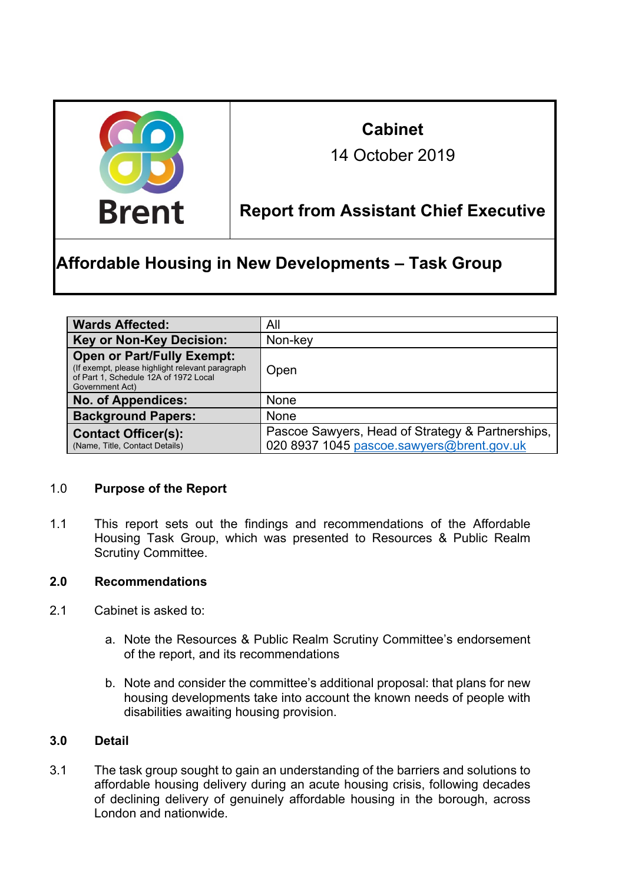Brent

# Cabinet

14 October 2019

## Report from Assistant Chief Executive

## Affordable Housing in New Developments – Task Group

| | |
|---|---|
| **Wards Affected:** | All |
| **Key or Non-Key Decision:** | Non-key |
| **Open or Part/Fully Exempt:** (If exempt, please highlight relevant paragraph of Part 1, Schedule 12A of 1972 Local Government Act) | Open |
| **No. of Appendices:** | None |
| **Background Papers:** | None |
| **Contact Officer(s):** (Name, Title, Contact Details) | Pascoe Sawyers, Head of Strategy & Partnerships, 020 8937 1045 pascoe.sawyers@brent.gov.uk |

### 1.0 Purpose of the Report

1.1 This report sets out the findings and recommendations of the Affordable Housing Task Group, which was presented to Resources & Public Realm Scrutiny Committee.

### 2.0 Recommendations

2.1 Cabinet is asked to:

a. Note the Resources & Public Realm Scrutiny Committee's endorsement of the report, and its recommendations

b. Note and consider the committee's additional proposal: that plans for new housing developments take into account the known needs of people with disabilities awaiting housing provision.

### 3.0 Detail

3.1 The task group sought to gain an understanding of the barriers and solutions to affordable housing delivery during an acute housing crisis, following decades of declining delivery of genuinely affordable housing in the borough, across London and nationwide.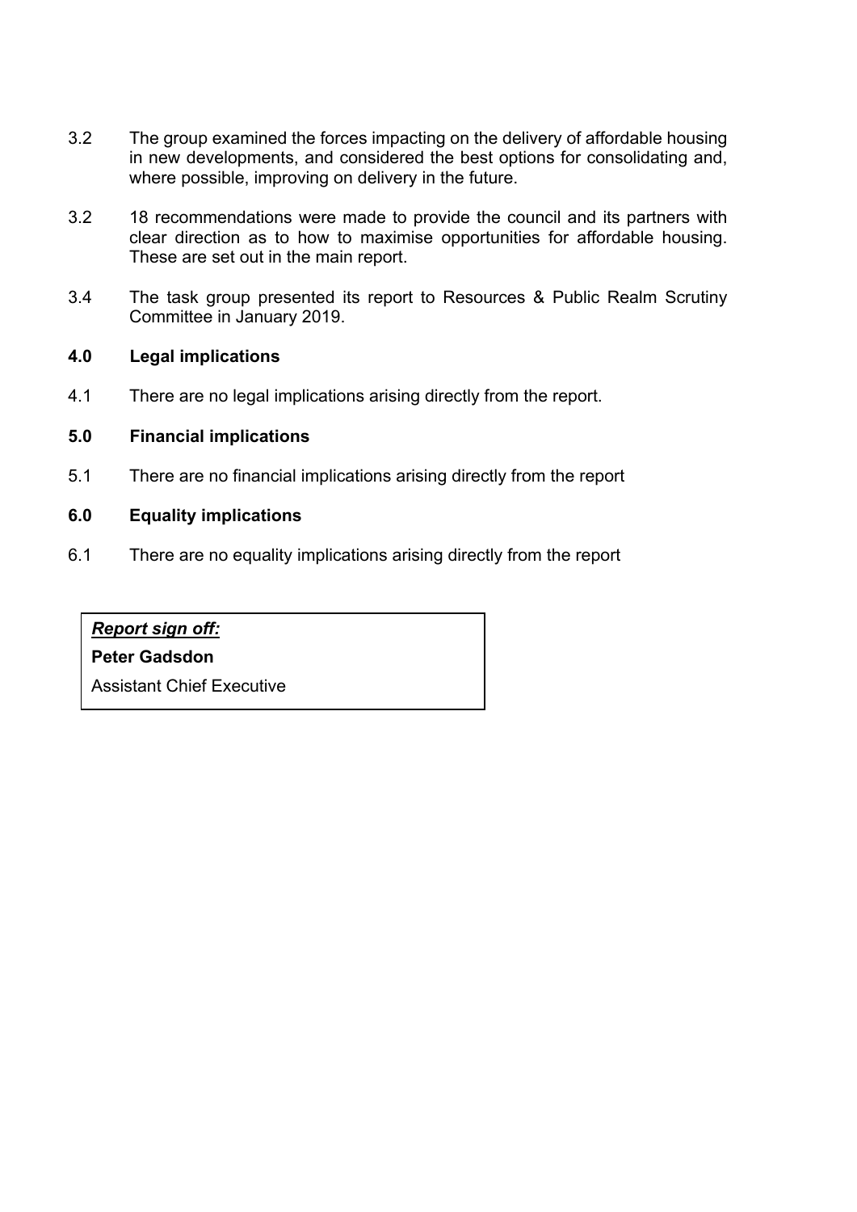3.2 The group examined the forces impacting on the delivery of affordable housing in new developments, and considered the best options for consolidating and, where possible, improving on delivery in the future.

3.2 18 recommendations were made to provide the council and its partners with clear direction as to how to maximise opportunities for affordable housing. These are set out in the main report.

3.4 The task group presented its report to Resources & Public Realm Scrutiny Committee in January 2019.

**4.0 Legal implications**

4.1 There are no legal implications arising directly from the report.

**5.0 Financial implications**

5.1 There are no financial implications arising directly from the report

**6.0 Equality implications**

6.1 There are no equality implications arising directly from the report

***Report sign off:***

**Peter Gadsdon**

Assistant Chief Executive